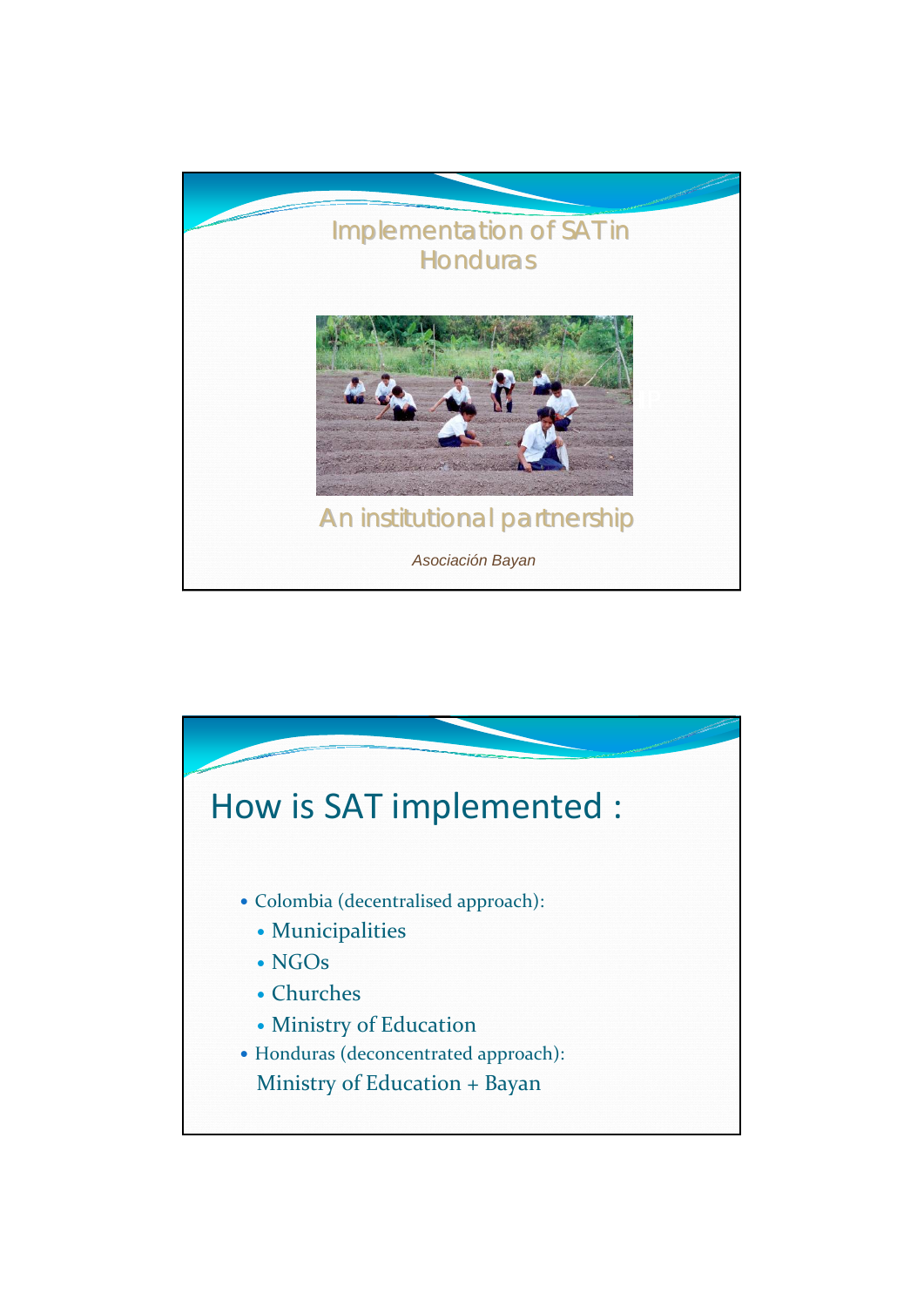# Implementation of SAT in Honduras

## An institutional partnership

*Asociación Bayan*

## How is SAT implemented :

- Colombia (decentralised approach):
  - Municipalities
  - NGOs
  - Churches
  - Ministry of Education
- Honduras (deconcentrated approach):
  Ministry of Education + Bayan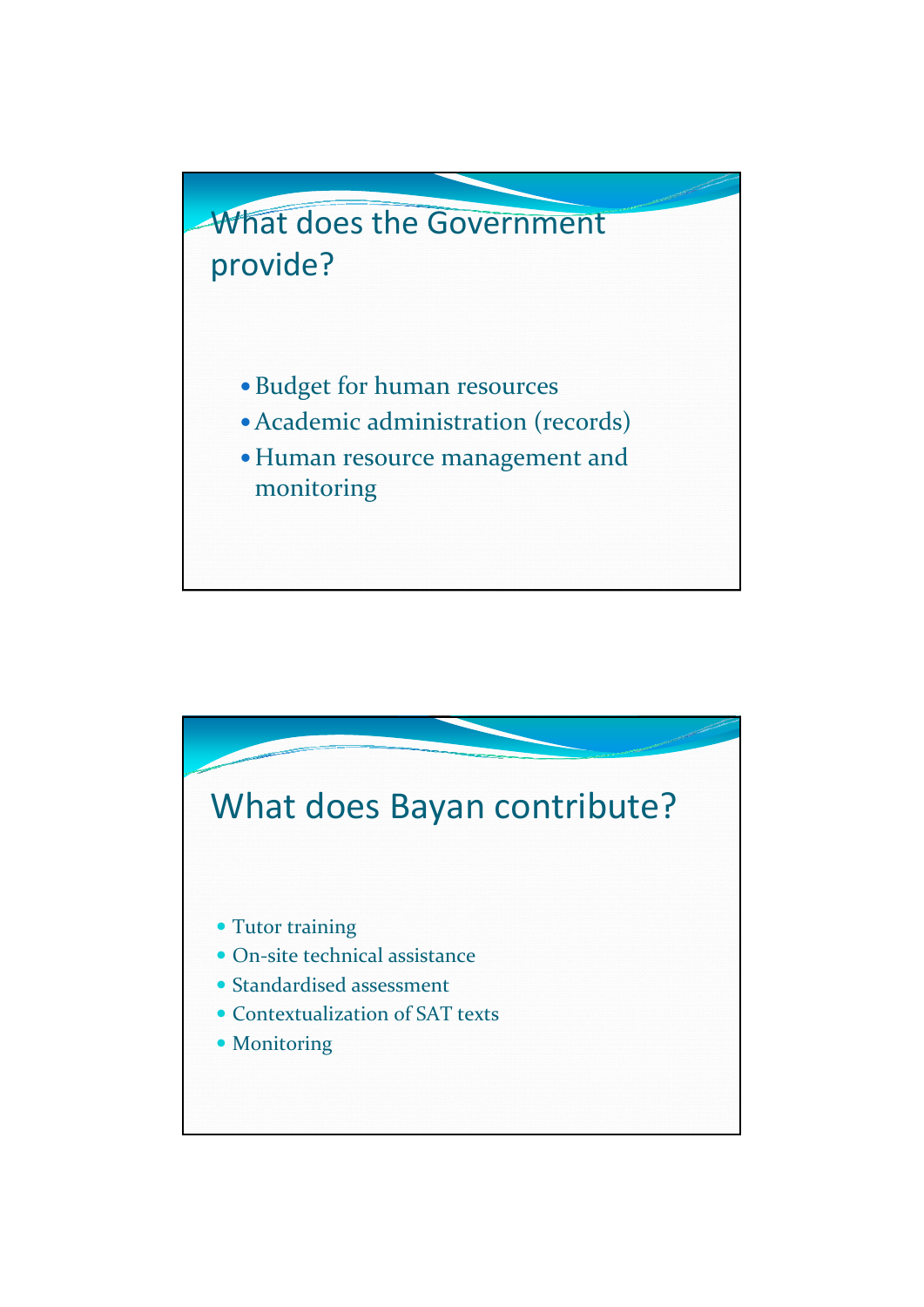## What does the Government provide?

- Budget for human resources
- Academic administration (records)
- Human resource management and monitoring

## What does Bayan contribute?

- Tutor training
- On-site technical assistance
- Standardised assessment
- Contextualization of SAT texts
- Monitoring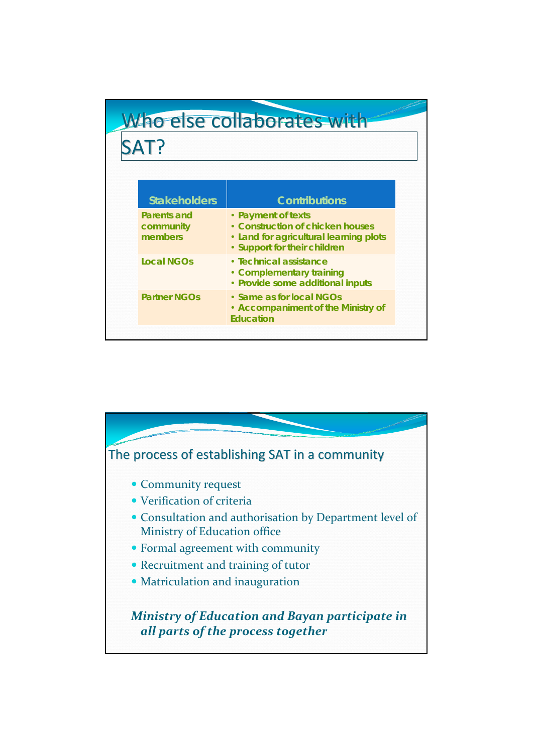# Who else collaborates with SAT?

| Stakeholders | Contributions |
|---|---|
| Parents and community members | • Payment of texts<br>• Construction of chicken houses<br>• Land for agricultural learning plots<br>• Support for their children |
| Local NGOs | • Technical assistance<br>• Complementary training<br>• Provide some additional inputs |
| Partner NGOs | • Same as for local NGOs<br>• Accompaniment of the Ministry of Education |

# The process of establishing SAT in a community

- Community request
- Verification of criteria
- Consultation and authorisation by Department level of Ministry of Education office
- Formal agreement with community
- Recruitment and training of tutor
- Matriculation and inauguration

***Ministry of Education and Bayan participate in all parts of the process together***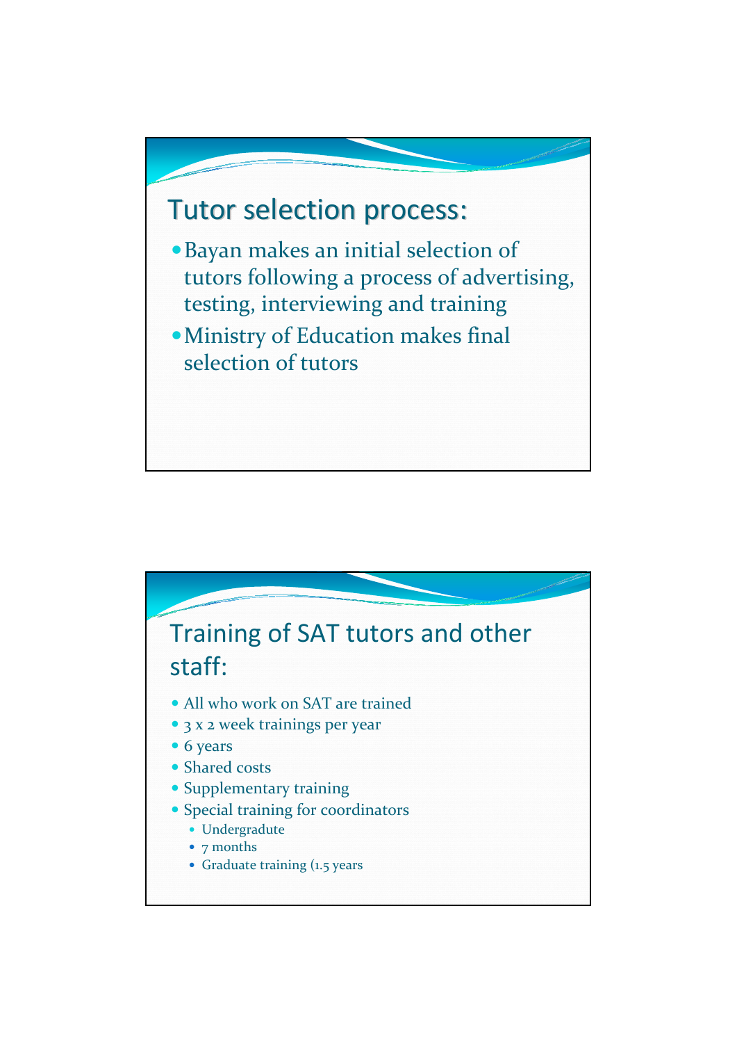## Tutor selection process:

- Bayan makes an initial selection of tutors following a process of advertising, testing, interviewing and training
- Ministry of Education makes final selection of tutors

## Training of SAT tutors and other staff:

- All who work on SAT are trained
- 3 x 2 week trainings per year
- 6 years
- Shared costs
- Supplementary training
- Special training for coordinators
  - Undergradute
  - 7 months
  - Graduate training (1.5 years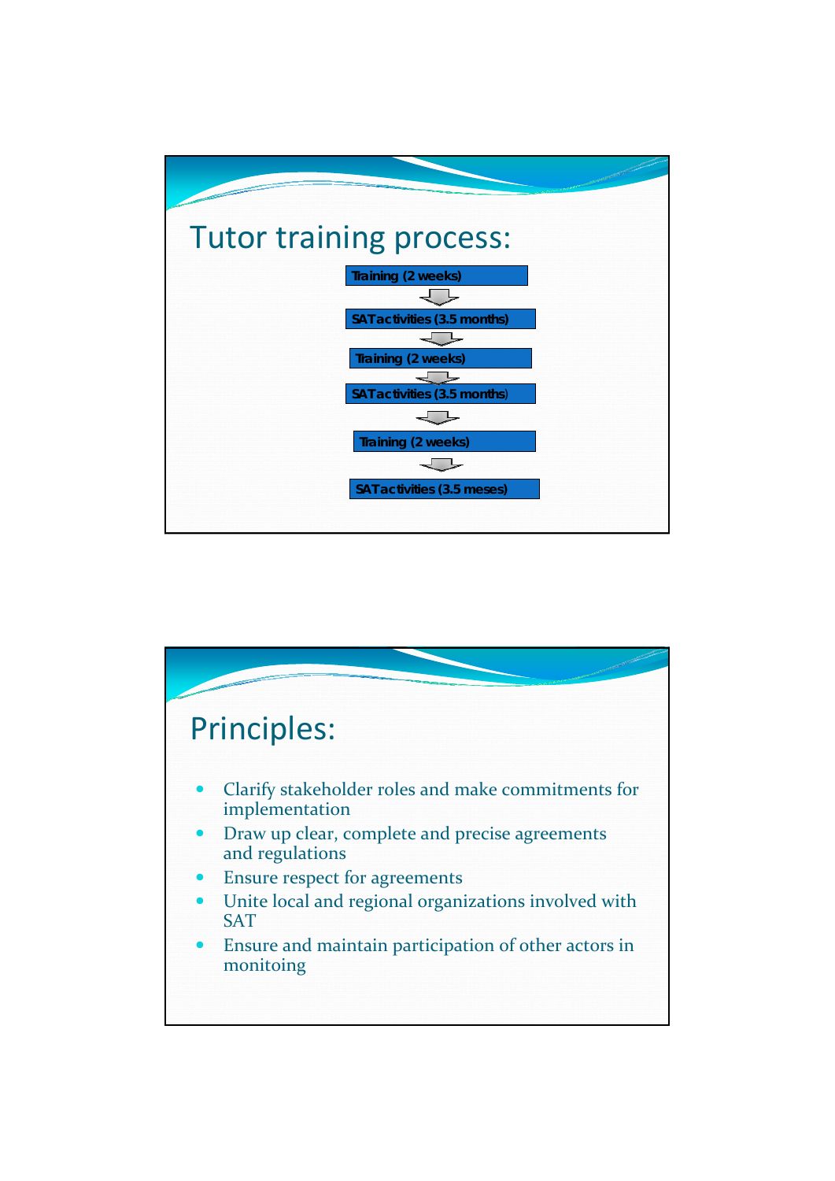# Tutor training process:

Training (2 weeks)

↓

SAT activities (3.5 months)

↓

Training (2 weeks)

↓

SAT activities (3.5 months)

↓

Training (2 weeks)

↓

SAT activities (3.5 meses)

# Principles:

- Clarify stakeholder roles and make commitments for implementation
- Draw up clear, complete and precise agreements and regulations
- Ensure respect for agreements
- Unite local and regional organizations involved with SAT
- Ensure and maintain participation of other actors in monitoing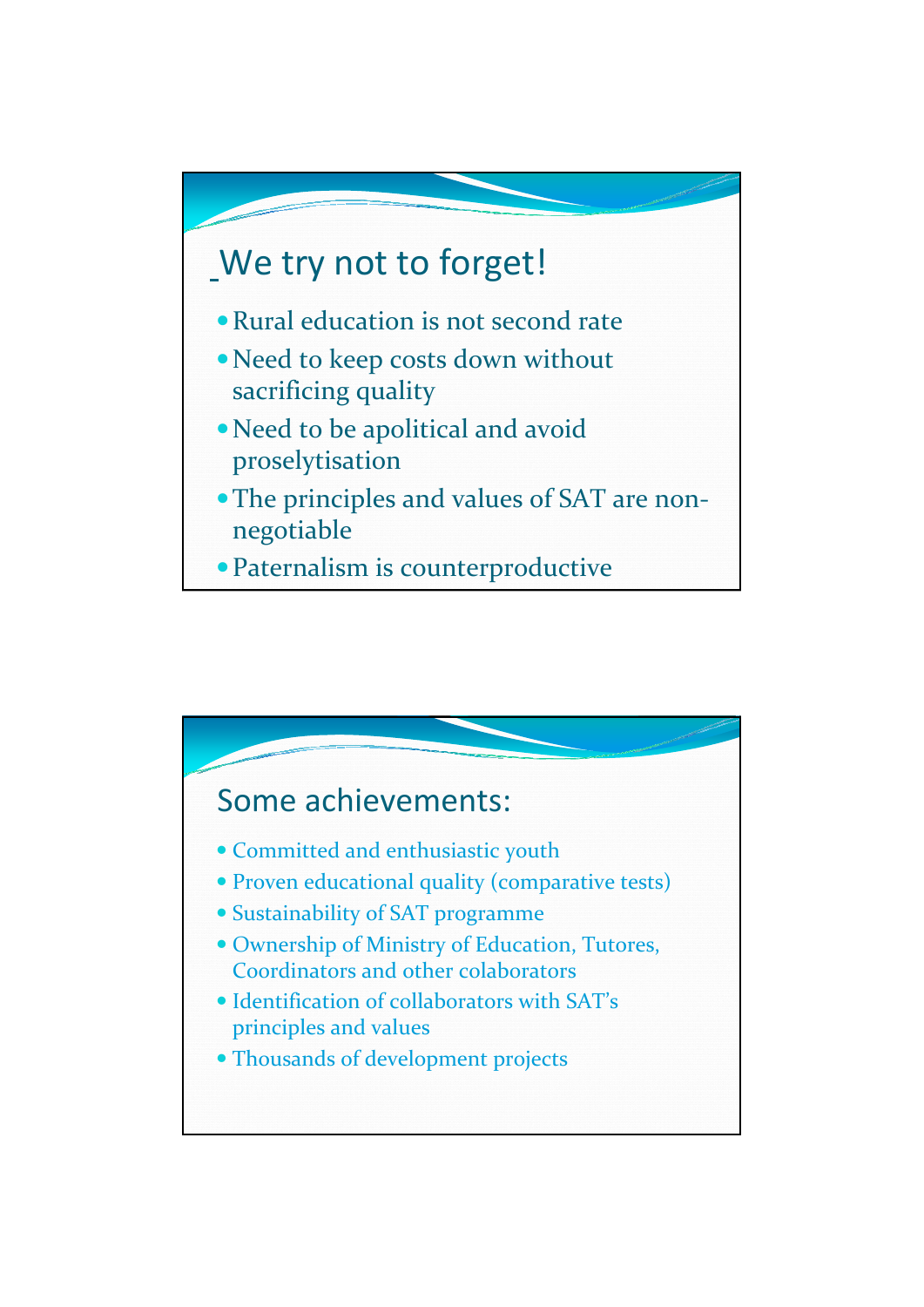## We try not to forget!

- Rural education is not second rate
- Need to keep costs down without sacrificing quality
- Need to be apolitical and avoid proselytisation
- The principles and values of SAT are non-negotiable
- Paternalism is counterproductive

## Some achievements:

- Committed and enthusiastic youth
- Proven educational quality (comparative tests)
- Sustainability of SAT programme
- Ownership of Ministry of Education, Tutores, Coordinators and other colaborators
- Identification of collaborators with SAT's principles and values
- Thousands of development projects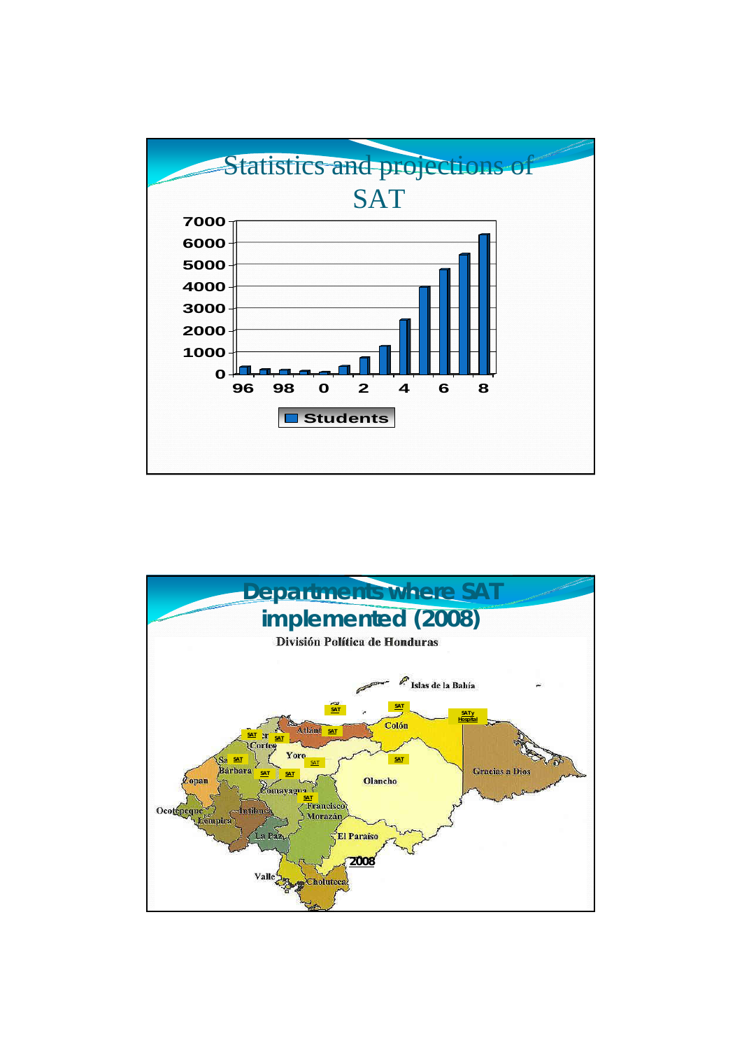# Statistics and projections of SAT

7000
6000
5000
4000
3000
2000
1000
0

96 98 0 2 4 6 8

Students

# Departments where SAT implemented (2008)

División Política de Honduras

Islas de la Bahía

SAT

SAT

SATy Hospital

Atlánt SAT

Colón

SAT Cortes SAT

Yoro SAT

SAT

Sa SAT Bárbara

SAT SAT

Olancho

Gracias a Dios

Copan

Comayagua

SAT

Francisco Morazán

Ocotepeque

Intibuca

Lempira

La Paz

El Paraiso

2008

Valle

Choluteca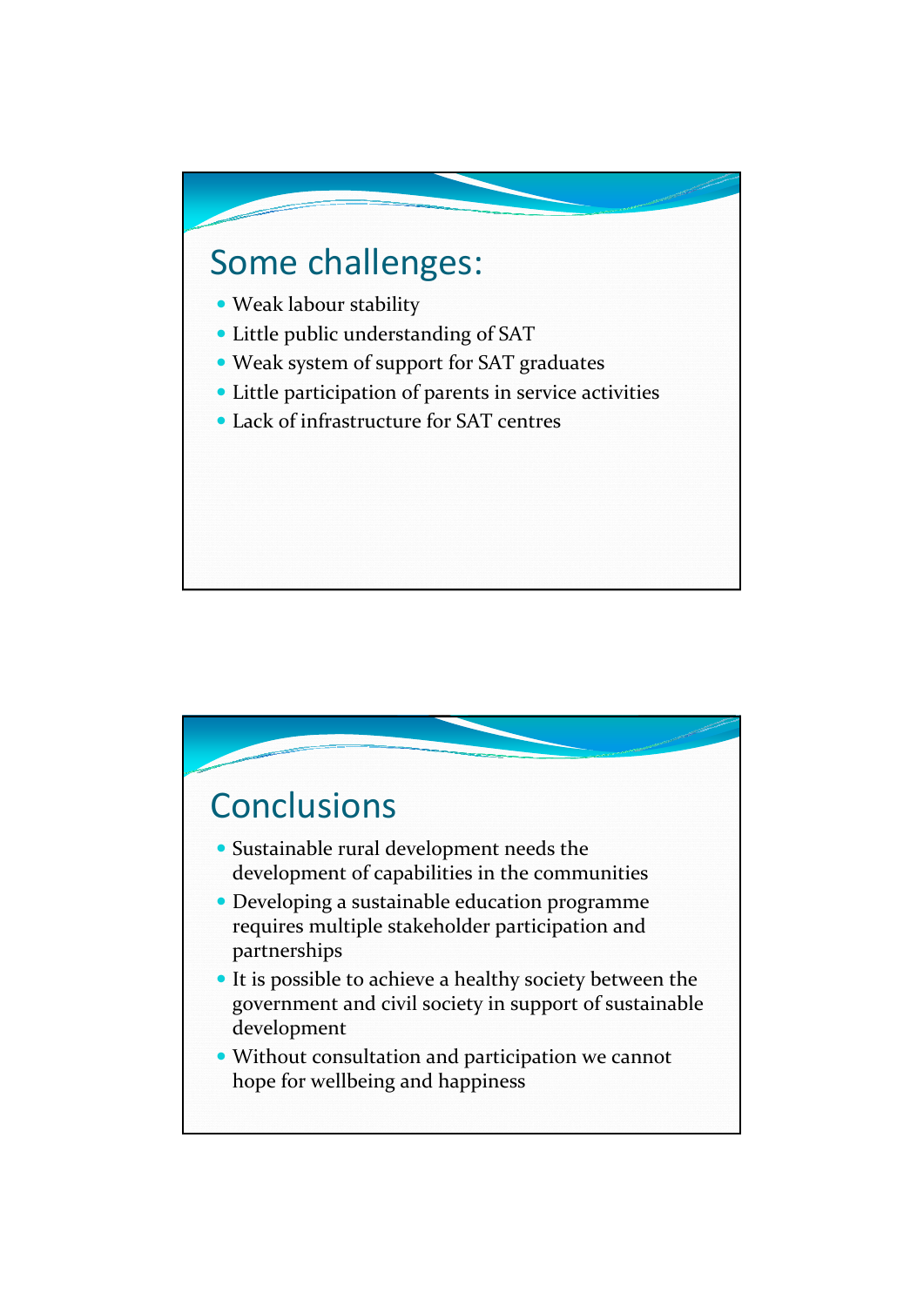## Some challenges:

- Weak labour stability
- Little public understanding of SAT
- Weak system of support for SAT graduates
- Little participation of parents in service activities
- Lack of infrastructure for SAT centres

## Conclusions

- Sustainable rural development needs the development of capabilities in the communities
- Developing a sustainable education programme requires multiple stakeholder participation and partnerships
- It is possible to achieve a healthy society between the government and civil society in support of sustainable development
- Without consultation and participation we cannot hope for wellbeing and happiness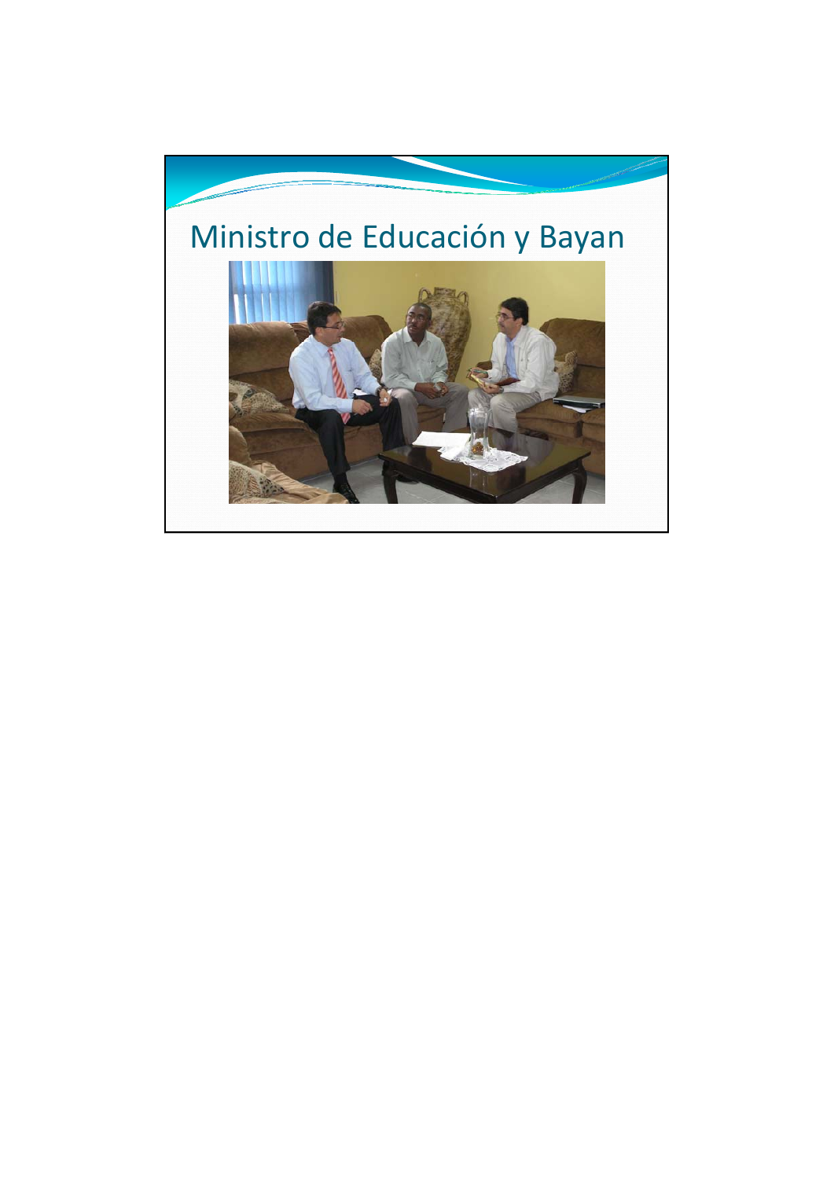# Ministro de Educación y Bayan